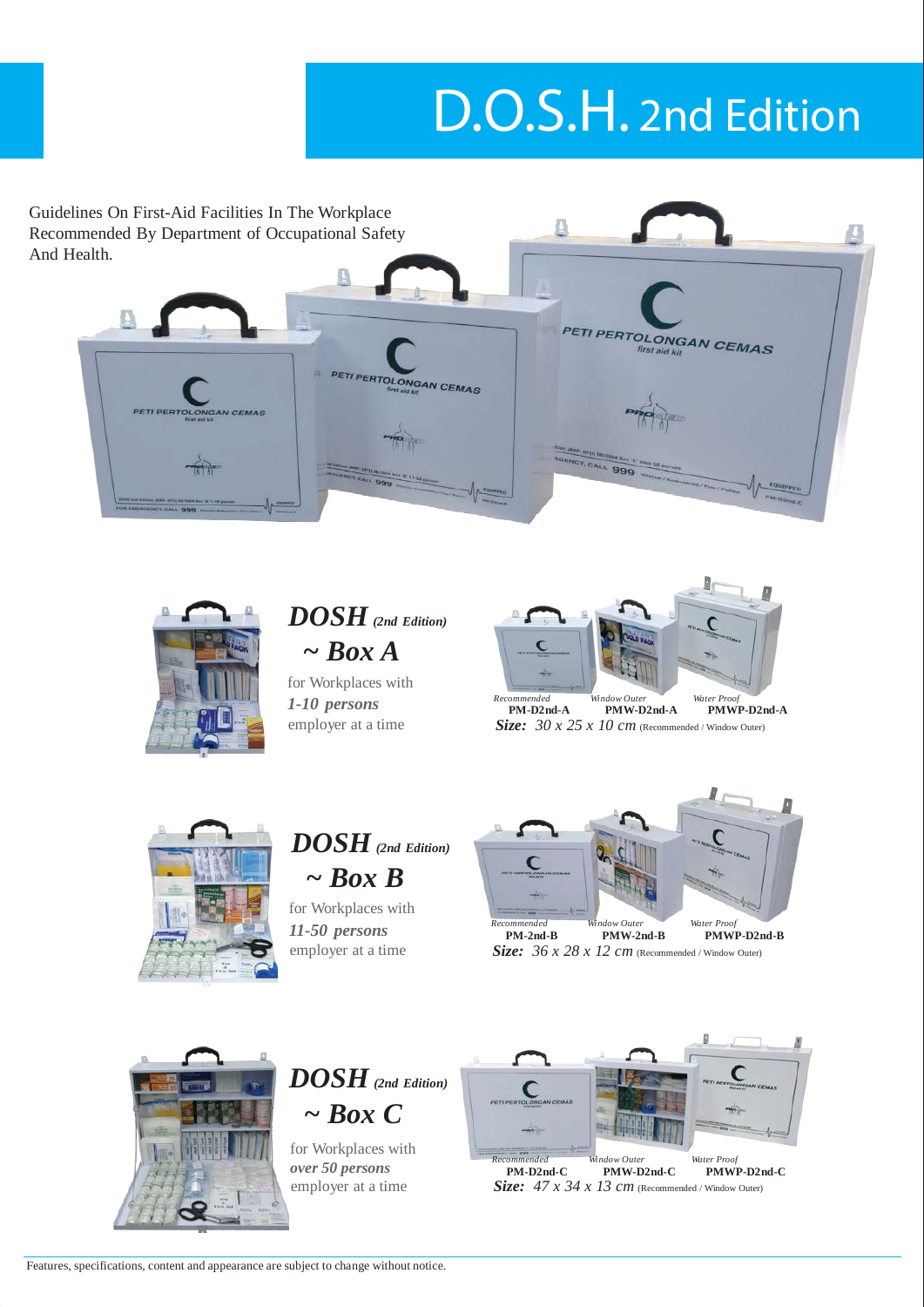# D.O.S.H. 2nd Edition

Guidelines On First-Aid Facilities In The Workplace Recommended By Department of Occupational Safety And Health.

## *DOSH (2nd Edition)* ~ Box A

for Workplaces with ***1-10 persons*** employer at a time

| *Recommended* | *Window Outer* | *Water Proof* |
|---|---|---|
| **PM-D2nd-A** | **PMW-D2nd-A** | **PMWP-D2nd-A** |

***Size:*** *30 x 25 x 10 cm* (Recommended / Window Outer)

## *DOSH (2nd Edition)* ~ Box B

for Workplaces with ***11-50 persons*** employer at a time

| *Recommended* | *Window Outer* | *Water Proof* |
|---|---|---|
| **PM-2nd-B** | **PMW-2nd-B** | **PMWP-D2nd-B** |

***Size:*** *36 x 28 x 12 cm* (Recommended / Window Outer)

## *DOSH (2nd Edition)* ~ Box C

for Workplaces with ***over 50 persons*** employer at a time

| *Recommended* | *Window Outer* | *Water Proof* |
|---|---|---|
| **PM-D2nd-C** | **PMW-D2nd-C** | **PMWP-D2nd-C** |

***Size:*** *47 x 34 x 13 cm* (Recommended / Window Outer)

Features, specifications, content and appearance are subject to change without notice.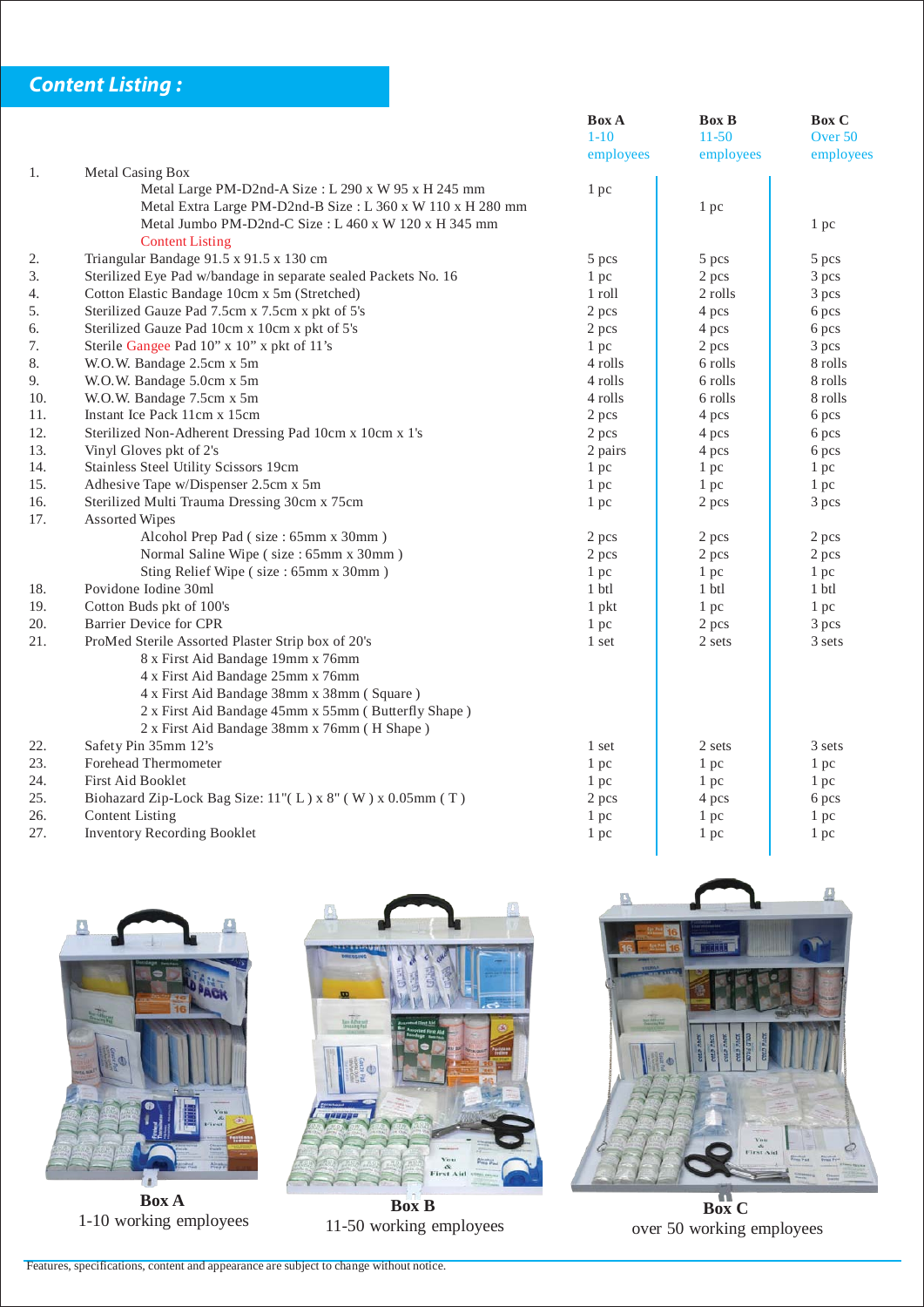## Content Listing :

| | | Box A 1-10 employees | Box B 11-50 employees | Box C Over 50 employees |
|---|---|---|---|---|
| 1. | Metal Casing Box | | | |
| | Metal Large PM-D2nd-A Size : L 290 x W 95 x H 245 mm | 1 pc | | |
| | Metal Extra Large PM-D2nd-B Size : L 360 x W 110 x H 280 mm | | 1 pc | |
| | Metal Jumbo PM-D2nd-C Size : L 460 x W 120 x H 345 mm | | | 1 pc |
| | Content Listing | | | |
| 2. | Triangular Bandage 91.5 x 91.5 x 130 cm | 5 pcs | 5 pcs | 5 pcs |
| 3. | Sterilized Eye Pad w/bandage in separate sealed Packets No. 16 | 1 pc | 2 pcs | 3 pcs |
| 4. | Cotton Elastic Bandage 10cm x 5m (Stretched) | 1 roll | 2 rolls | 3 pcs |
| 5. | Sterilized Gauze Pad 7.5cm x 7.5cm x pkt of 5's | 2 pcs | 4 pcs | 6 pcs |
| 6. | Sterilized Gauze Pad 10cm x 10cm x pkt of 5's | 2 pcs | 4 pcs | 6 pcs |
| 7. | Sterile Gangee Pad 10" x 10" x pkt of 11's | 1 pc | 2 pcs | 3 pcs |
| 8. | W.O.W. Bandage 2.5cm x 5m | 4 rolls | 6 rolls | 8 rolls |
| 9. | W.O.W. Bandage 5.0cm x 5m | 4 rolls | 6 rolls | 8 rolls |
| 10. | W.O.W. Bandage 7.5cm x 5m | 4 rolls | 6 rolls | 8 rolls |
| 11. | Instant Ice Pack 11cm x 15cm | 2 pcs | 4 pcs | 6 pcs |
| 12. | Sterilized Non-Adherent Dressing Pad 10cm x 10cm x 1's | 2 pcs | 4 pcs | 6 pcs |
| 13. | Vinyl Gloves pkt of 2's | 2 pairs | 4 pcs | 6 pcs |
| 14. | Stainless Steel Utility Scissors 19cm | 1 pc | 1 pc | 1 pc |
| 15. | Adhesive Tape w/Dispenser 2.5cm x 5m | 1 pc | 1 pc | 1 pc |
| 16. | Sterilized Multi Trauma Dressing 30cm x 75cm | 1 pc | 2 pcs | 3 pcs |
| 17. | Assorted Wipes | | | |
| | Alcohol Prep Pad ( size : 65mm x 30mm ) | 2 pcs | 2 pcs | 2 pcs |
| | Normal Saline Wipe ( size : 65mm x 30mm ) | 2 pcs | 2 pcs | 2 pcs |
| | Sting Relief Wipe ( size : 65mm x 30mm ) | 1 pc | 1 pc | 1 pc |
| 18. | Povidone Iodine 30ml | 1 btl | 1 btl | 1 btl |
| 19. | Cotton Buds pkt of 100's | 1 pkt | 1 pc | 1 pc |
| 20. | Barrier Device for CPR | 1 pc | 2 pcs | 3 pcs |
| 21. | ProMed Sterile Assorted Plaster Strip box of 20's | 1 set | 2 sets | 3 sets |
| | 8 x First Aid Bandage 19mm x 76mm | | | |
| | 4 x First Aid Bandage 25mm x 76mm | | | |
| | 4 x First Aid Bandage 38mm x 38mm ( Square ) | | | |
| | 2 x First Aid Bandage 45mm x 55mm ( Butterfly Shape ) | | | |
| | 2 x First Aid Bandage 38mm x 76mm ( H Shape ) | | | |
| 22. | Safety Pin 35mm 12's | 1 set | 2 sets | 3 sets |
| 23. | Forehead Thermometer | 1 pc | 1 pc | 1 pc |
| 24. | First Aid Booklet | 1 pc | 1 pc | 1 pc |
| 25. | Biohazard Zip-Lock Bag Size: 11"( L ) x 8" ( W ) x 0.05mm ( T ) | 2 pcs | 4 pcs | 6 pcs |
| 26. | Content Listing | 1 pc | 1 pc | 1 pc |
| 27. | Inventory Recording Booklet | 1 pc | 1 pc | 1 pc |

**Box A**
1-10 working employees

**Box B**
11-50 working employees

**Box C**
over 50 working employees

Features, specifications, content and appearance are subject to change without notice.